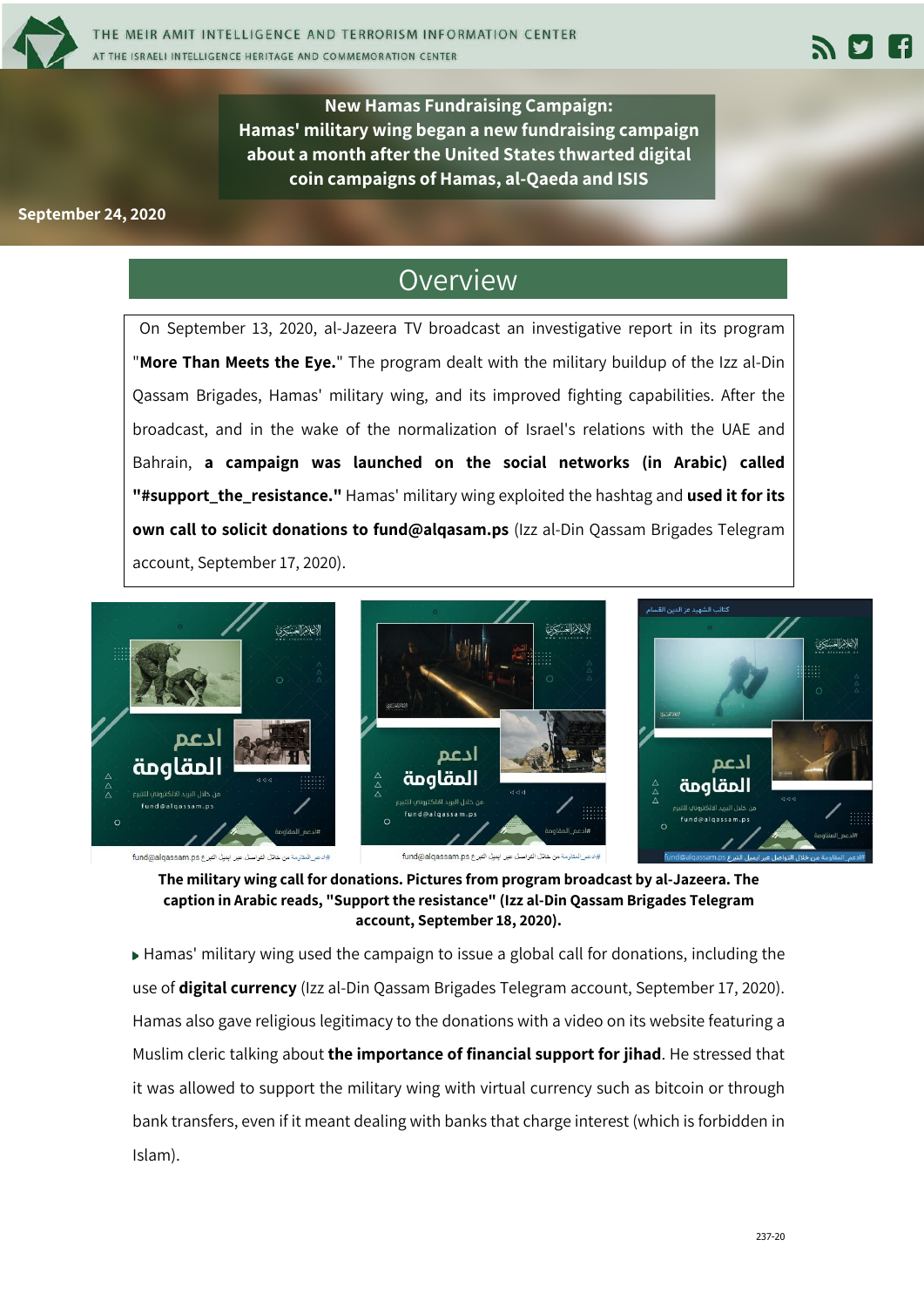THE MEIR AMIT INTELLIGENCE AND TERRORISM INFORMATION CENTER
AT THE ISRAELI INTELLIGENCE HERITAGE AND COMMEMORATION CENTER

# New Hamas Fundraising Campaign: Hamas' military wing began a new fundraising campaign about a month after the United States thwarted digital coin campaigns of Hamas, al-Qaeda and ISIS

**September 24, 2020**

## Overview

On September 13, 2020, al-Jazeera TV broadcast an investigative report in its program "**More Than Meets the Eye.**" The program dealt with the military buildup of the Izz al-Din Qassam Brigades, Hamas' military wing, and its improved fighting capabilities. After the broadcast, and in the wake of the normalization of Israel's relations with the UAE and Bahrain, **a campaign was launched on the social networks (in Arabic) called "#support_the_resistance."** Hamas' military wing exploited the hashtag and **used it for its own call to solicit donations to fund@alqasam.ps** (Izz al-Din Qassam Brigades Telegram account, September 17, 2020).

**The military wing call for donations. Pictures from program broadcast by al-Jazeera. The caption in Arabic reads, "Support the resistance" (Izz al-Din Qassam Brigades Telegram account, September 18, 2020).**

- Hamas' military wing used the campaign to issue a global call for donations, including the use of **digital currency** (Izz al-Din Qassam Brigades Telegram account, September 17, 2020). Hamas also gave religious legitimacy to the donations with a video on its website featuring a Muslim cleric talking about **the importance of financial support for jihad**. He stressed that it was allowed to support the military wing with virtual currency such as bitcoin or through bank transfers, even if it meant dealing with banks that charge interest (which is forbidden in Islam).

237-20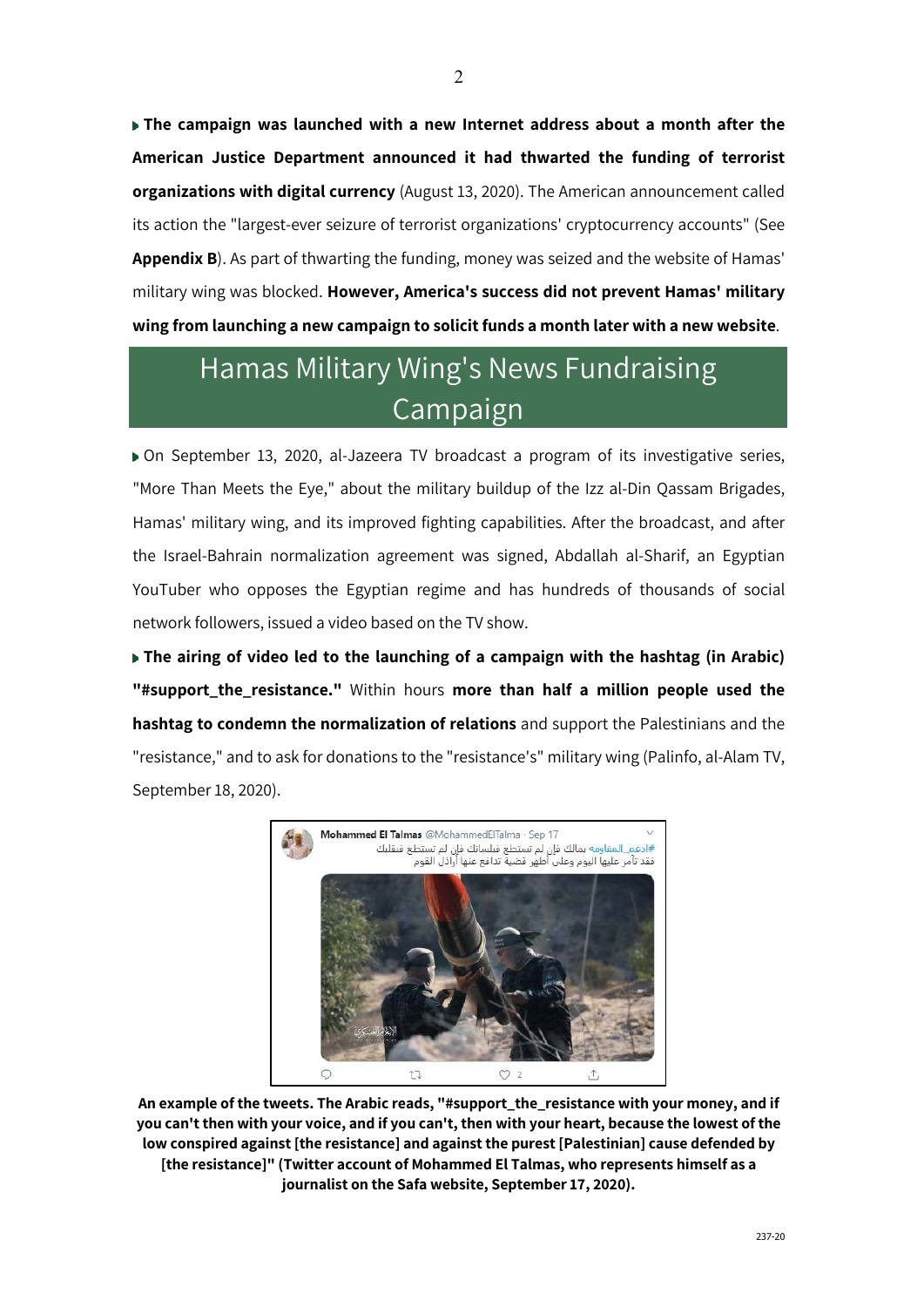▸ **The campaign was launched with a new Internet address about a month after the American Justice Department announced it had thwarted the funding of terrorist organizations with digital currency** (August 13, 2020). The American announcement called its action the "largest-ever seizure of terrorist organizations' cryptocurrency accounts" (See **Appendix B**). As part of thwarting the funding, money was seized and the website of Hamas' military wing was blocked. **However, America's success did not prevent Hamas' military wing from launching a new campaign to solicit funds a month later with a new website**.

## Hamas Military Wing's News Fundraising Campaign

▸ On September 13, 2020, al-Jazeera TV broadcast a program of its investigative series, "More Than Meets the Eye," about the military buildup of the Izz al-Din Qassam Brigades, Hamas' military wing, and its improved fighting capabilities. After the broadcast, and after the Israel-Bahrain normalization agreement was signed, Abdallah al-Sharif, an Egyptian YouTuber who opposes the Egyptian regime and has hundreds of thousands of social network followers, issued a video based on the TV show.

▸ **The airing of video led to the launching of a campaign with the hashtag (in Arabic) "#support_the_resistance."** Within hours **more than half a million people used the hashtag to condemn the normalization of relations** and support the Palestinians and the "resistance," and to ask for donations to the "resistance's" military wing (Palinfo, al-Alam TV, September 18, 2020).

**An example of the tweets. The Arabic reads, "#support_the_resistance with your money, and if you can't then with your voice, and if you can't, then with your heart, because the lowest of the low conspired against [the resistance] and against the purest [Palestinian] cause defended by [the resistance]" (Twitter account of Mohammed El Talmas, who represents himself as a journalist on the Safa website, September 17, 2020).**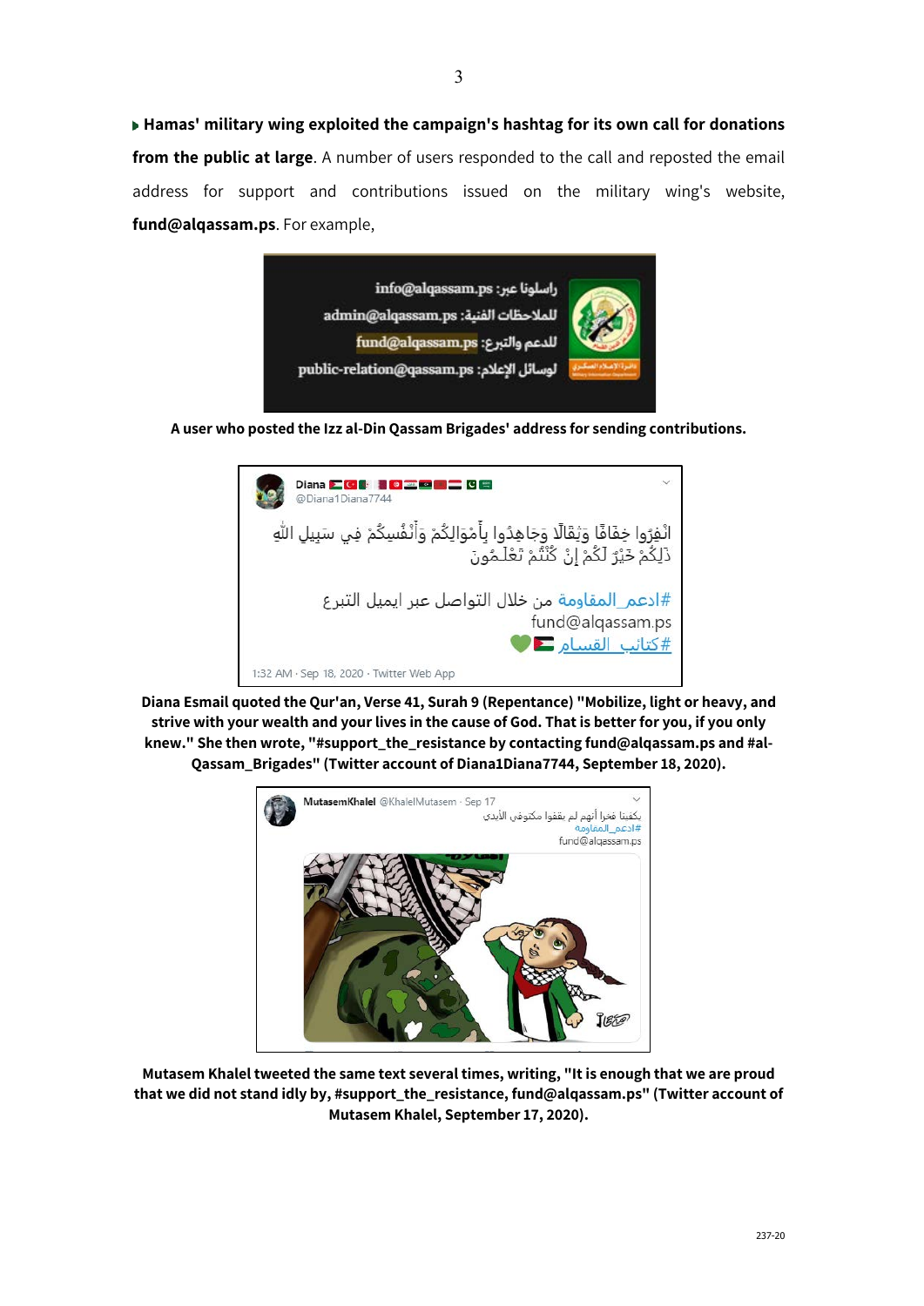▸ **Hamas' military wing exploited the campaign's hashtag for its own call for donations from the public at large**. A number of users responded to the call and reposted the email address for support and contributions issued on the military wing's website, **fund@alqassam.ps**. For example,

**A user who posted the Izz al-Din Qassam Brigades' address for sending contributions.**

**Diana Esmail quoted the Qur'an, Verse 41, Surah 9 (Repentance) "Mobilize, light or heavy, and strive with your wealth and your lives in the cause of God. That is better for you, if you only knew." She then wrote, "#support_the_resistance by contacting fund@alqassam.ps and #al-Qassam_Brigades" (Twitter account of Diana1Diana7744, September 18, 2020).**

**Mutasem Khalel tweeted the same text several times, writing, "It is enough that we are proud that we did not stand idly by, #support_the_resistance, fund@alqassam.ps" (Twitter account of Mutasem Khalel, September 17, 2020).**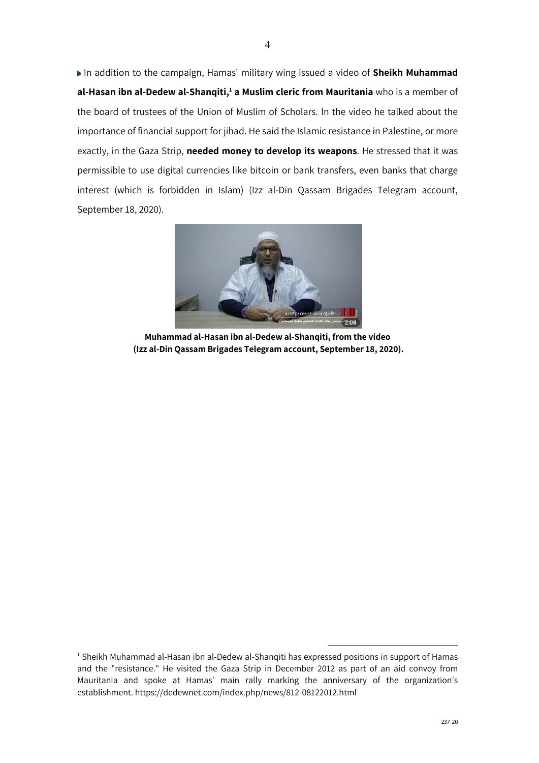▸ In addition to the campaign, Hamas' military wing issued a video of **Sheikh Muhammad al-Hasan ibn al-Dedew al-Shanqiti,[1] a Muslim cleric from Mauritania** who is a member of the board of trustees of the Union of Muslim of Scholars. In the video he talked about the importance of financial support for jihad. He said the Islamic resistance in Palestine, or more exactly, in the Gaza Strip, **needed money to develop its weapons**. He stressed that it was permissible to use digital currencies like bitcoin or bank transfers, even banks that charge interest (which is forbidden in Islam) (Izz al-Din Qassam Brigades Telegram account, September 18, 2020).

**Muhammad al-Hasan ibn al-Dedew al-Shanqiti, from the video (Izz al-Din Qassam Brigades Telegram account, September 18, 2020).**

[1] Sheikh Muhammad al-Hasan ibn al-Dedew al-Shanqiti has expressed positions in support of Hamas and the "resistance." He visited the Gaza Strip in December 2012 as part of an aid convoy from Mauritania and spoke at Hamas' main rally marking the anniversary of the organization's establishment. https://dedewnet.com/index.php/news/812-08122012.html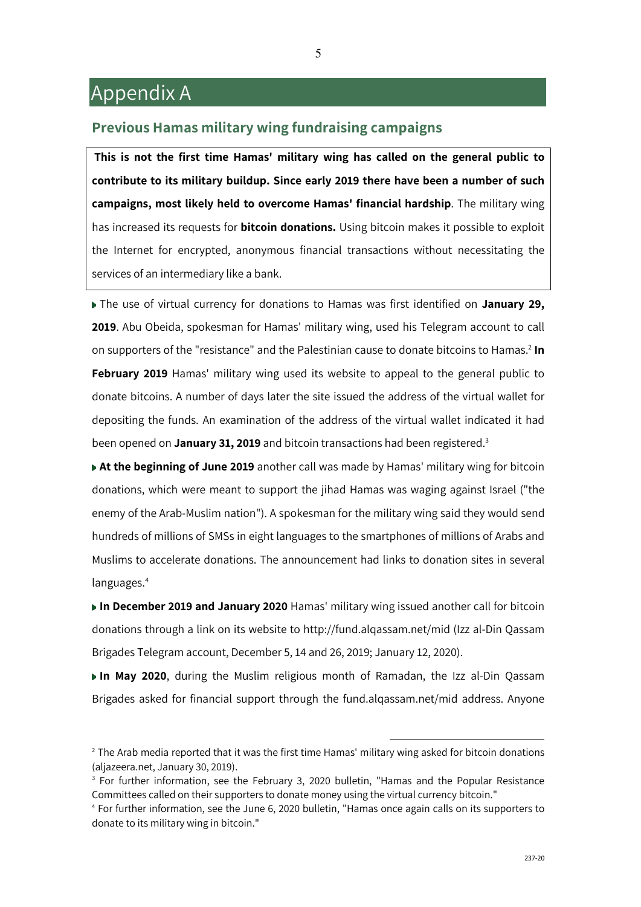# Appendix A

## Previous Hamas military wing fundraising campaigns

**This is not the first time Hamas' military wing has called on the general public to contribute to its military buildup. Since early 2019 there have been a number of such campaigns, most likely held to overcome Hamas' financial hardship**. The military wing has increased its requests for **bitcoin donations.** Using bitcoin makes it possible to exploit the Internet for encrypted, anonymous financial transactions without necessitating the services of an intermediary like a bank.

- The use of virtual currency for donations to Hamas was first identified on **January 29, 2019**. Abu Obeida, spokesman for Hamas' military wing, used his Telegram account to call on supporters of the "resistance" and the Palestinian cause to donate bitcoins to Hamas.[2] **In February 2019** Hamas' military wing used its website to appeal to the general public to donate bitcoins. A number of days later the site issued the address of the virtual wallet for depositing the funds. An examination of the address of the virtual wallet indicated it had been opened on **January 31, 2019** and bitcoin transactions had been registered.[3]

- **At the beginning of June 2019** another call was made by Hamas' military wing for bitcoin donations, which were meant to support the jihad Hamas was waging against Israel ("the enemy of the Arab-Muslim nation"). A spokesman for the military wing said they would send hundreds of millions of SMSs in eight languages to the smartphones of millions of Arabs and Muslims to accelerate donations. The announcement had links to donation sites in several languages.[4]

- **In December 2019 and January 2020** Hamas' military wing issued another call for bitcoin donations through a link on its website to http://fund.alqassam.net/mid (Izz al-Din Qassam Brigades Telegram account, December 5, 14 and 26, 2019; January 12, 2020).

- **In May 2020**, during the Muslim religious month of Ramadan, the Izz al-Din Qassam Brigades asked for financial support through the fund.alqassam.net/mid address. Anyone

---

[2] The Arab media reported that it was the first time Hamas' military wing asked for bitcoin donations (aljazeera.net, January 30, 2019).

[3] For further information, see the February 3, 2020 bulletin, "Hamas and the Popular Resistance Committees called on their supporters to donate money using the virtual currency bitcoin."

[4] For further information, see the June 6, 2020 bulletin, "Hamas once again calls on its supporters to donate to its military wing in bitcoin."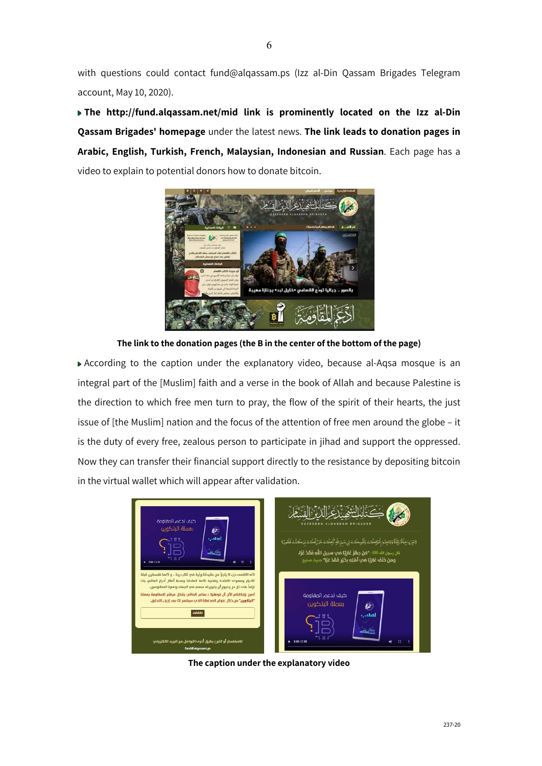with questions could contact fund@alqassam.ps (Izz al-Din Qassam Brigades Telegram account, May 10, 2020).

- **The http://fund.alqassam.net/mid link is prominently located on the Izz al-Din Qassam Brigades' homepage** under the latest news. **The link leads to donation pages in Arabic, English, Turkish, French, Malaysian, Indonesian and Russian**. Each page has a video to explain to potential donors how to donate bitcoin.

**The link to the donation pages (the B in the center of the bottom of the page)**

- According to the caption under the explanatory video, because al-Aqsa mosque is an integral part of the [Muslim] faith and a verse in the book of Allah and because Palestine is the direction to which free men turn to pray, the flow of the spirit of their hearts, the just issue of [the Muslim] nation and the focus of the attention of free men around the globe – it is the duty of every free, zealous person to participate in jihad and support the oppressed. Now they can transfer their financial support directly to the resistance by depositing bitcoin in the virtual wallet which will appear after validation.

**The caption under the explanatory video**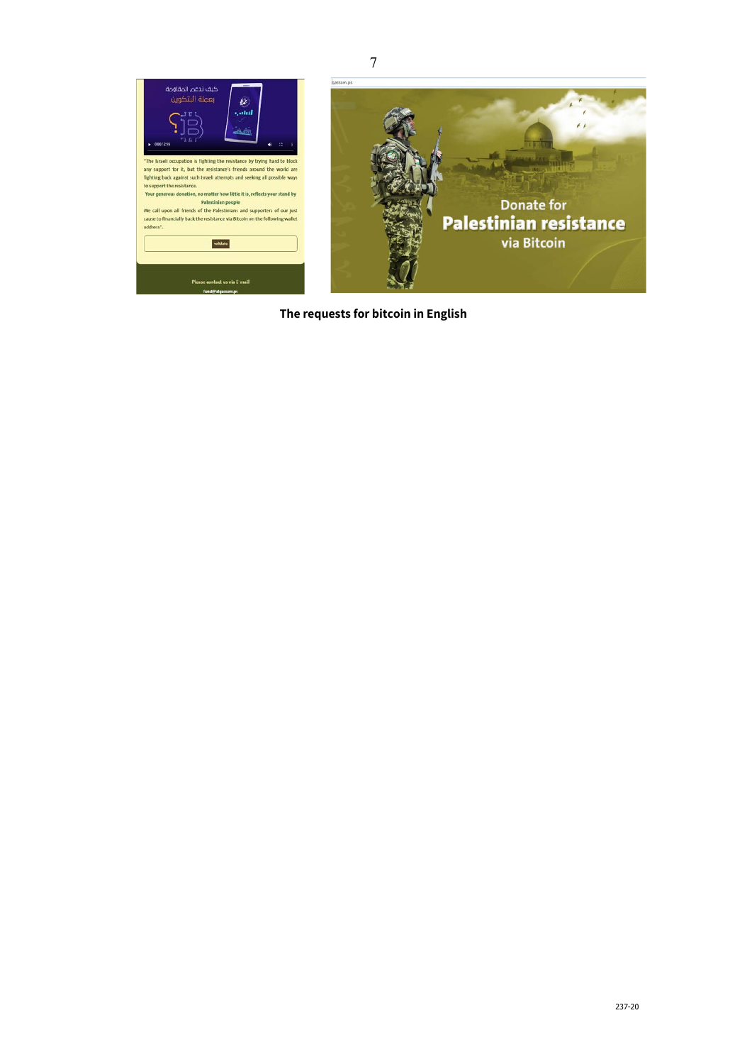كيف تدعم المقاومة

بعملة البتكوين

"The Israeli occupation is fighting the resistance by trying hard to block any support for it, but the resistance's friends around the world are fighting back against such Israeli attempts and seeking all possible ways to support the resistance.

**Your generous donation, no matter how little it is, reflects your stand by Palestinian people**

We call upon all friends of the Palestinians and supporters of our just cause to financially back the resistance via Bitcoin on the following wallet address".

Please contact us via E-mail

fund@alqassam.ps

qassam.ps

Donate for

**Palestinian resistance**

via Bitcoin

**The requests for bitcoin in English**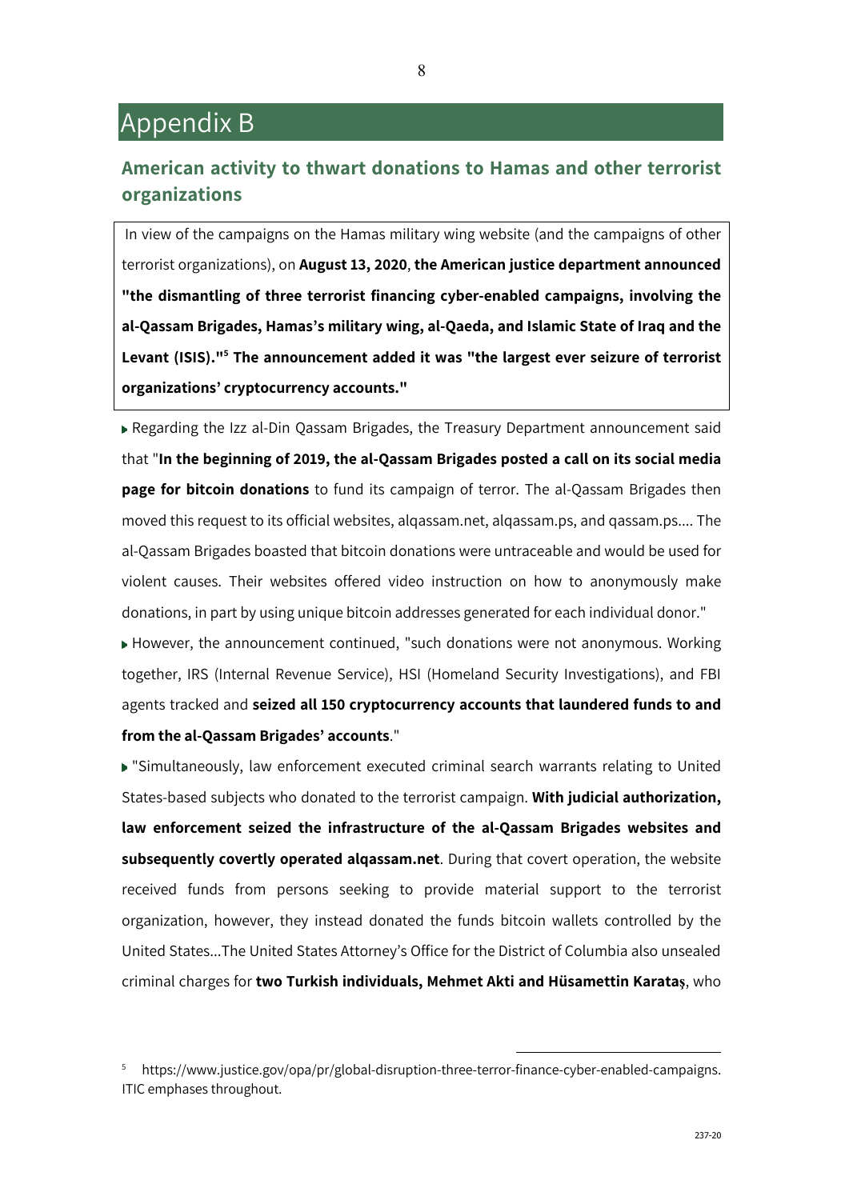# Appendix B

## American activity to thwart donations to Hamas and other terrorist organizations

In view of the campaigns on the Hamas military wing website (and the campaigns of other terrorist organizations), on **August 13, 2020**, **the American justice department announced "the dismantling of three terrorist financing cyber-enabled campaigns, involving the al-Qassam Brigades, Hamas's military wing, al-Qaeda, and Islamic State of Iraq and the Levant (ISIS)."[5] The announcement added it was "the largest ever seizure of terrorist organizations' cryptocurrency accounts."**

- Regarding the Izz al-Din Qassam Brigades, the Treasury Department announcement said that "**In the beginning of 2019, the al-Qassam Brigades posted a call on its social media page for bitcoin donations** to fund its campaign of terror. The al-Qassam Brigades then moved this request to its official websites, alqassam.net, alqassam.ps, and qassam.ps.... The al-Qassam Brigades boasted that bitcoin donations were untraceable and would be used for violent causes. Their websites offered video instruction on how to anonymously make donations, in part by using unique bitcoin addresses generated for each individual donor."
- However, the announcement continued, "such donations were not anonymous. Working together, IRS (Internal Revenue Service), HSI (Homeland Security Investigations), and FBI agents tracked and **seized all 150 cryptocurrency accounts that laundered funds to and from the al-Qassam Brigades' accounts**."
- "Simultaneously, law enforcement executed criminal search warrants relating to United States-based subjects who donated to the terrorist campaign. **With judicial authorization, law enforcement seized the infrastructure of the al-Qassam Brigades websites and subsequently covertly operated alqassam.net**. During that covert operation, the website received funds from persons seeking to provide material support to the terrorist organization, however, they instead donated the funds bitcoin wallets controlled by the United States...The United States Attorney's Office for the District of Columbia also unsealed criminal charges for **two Turkish individuals, Mehmet Akti and Hüsamettin Karataş**, who

---

[5] https://www.justice.gov/opa/pr/global-disruption-three-terror-finance-cyber-enabled-campaigns. ITIC emphases throughout.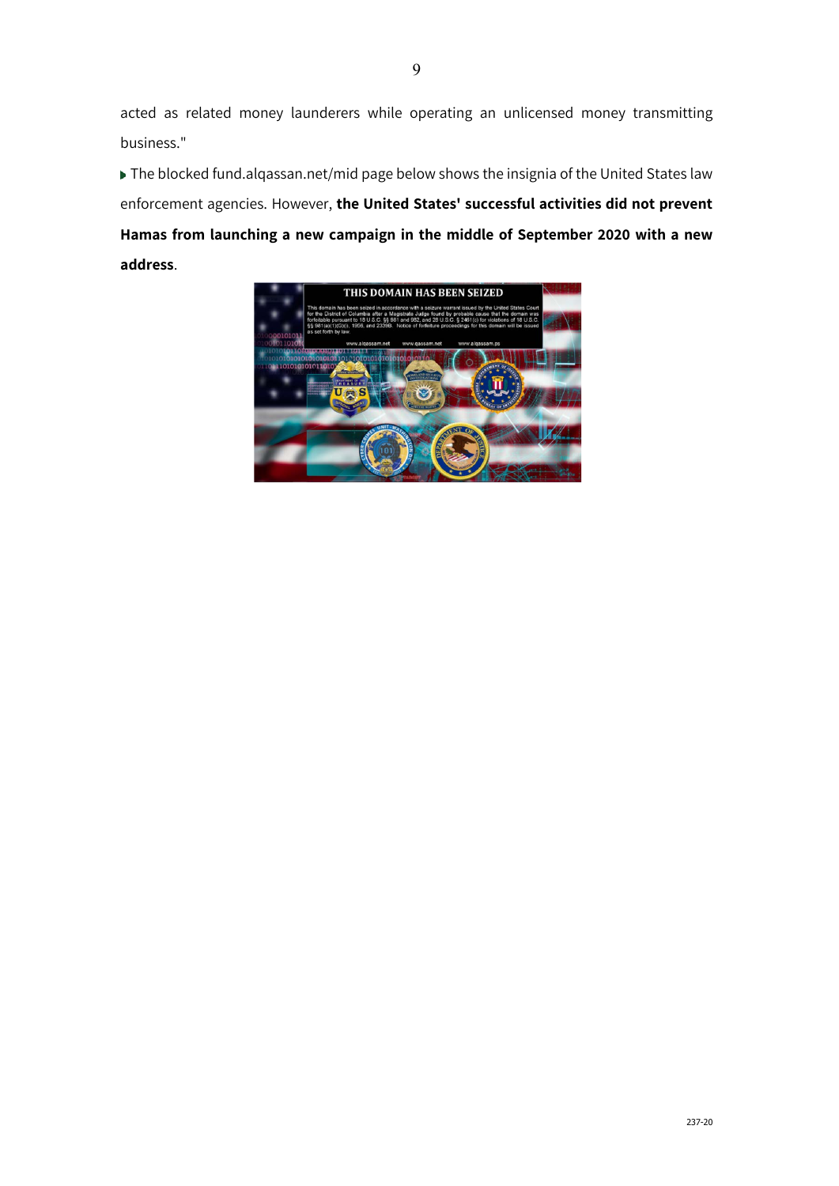acted as related money launderers while operating an unlicensed money transmitting business."

- The blocked fund.alqassan.net/mid page below shows the insignia of the United States law enforcement agencies. However, **the United States' successful activities did not prevent Hamas from launching a new campaign in the middle of September 2020 with a new address**.